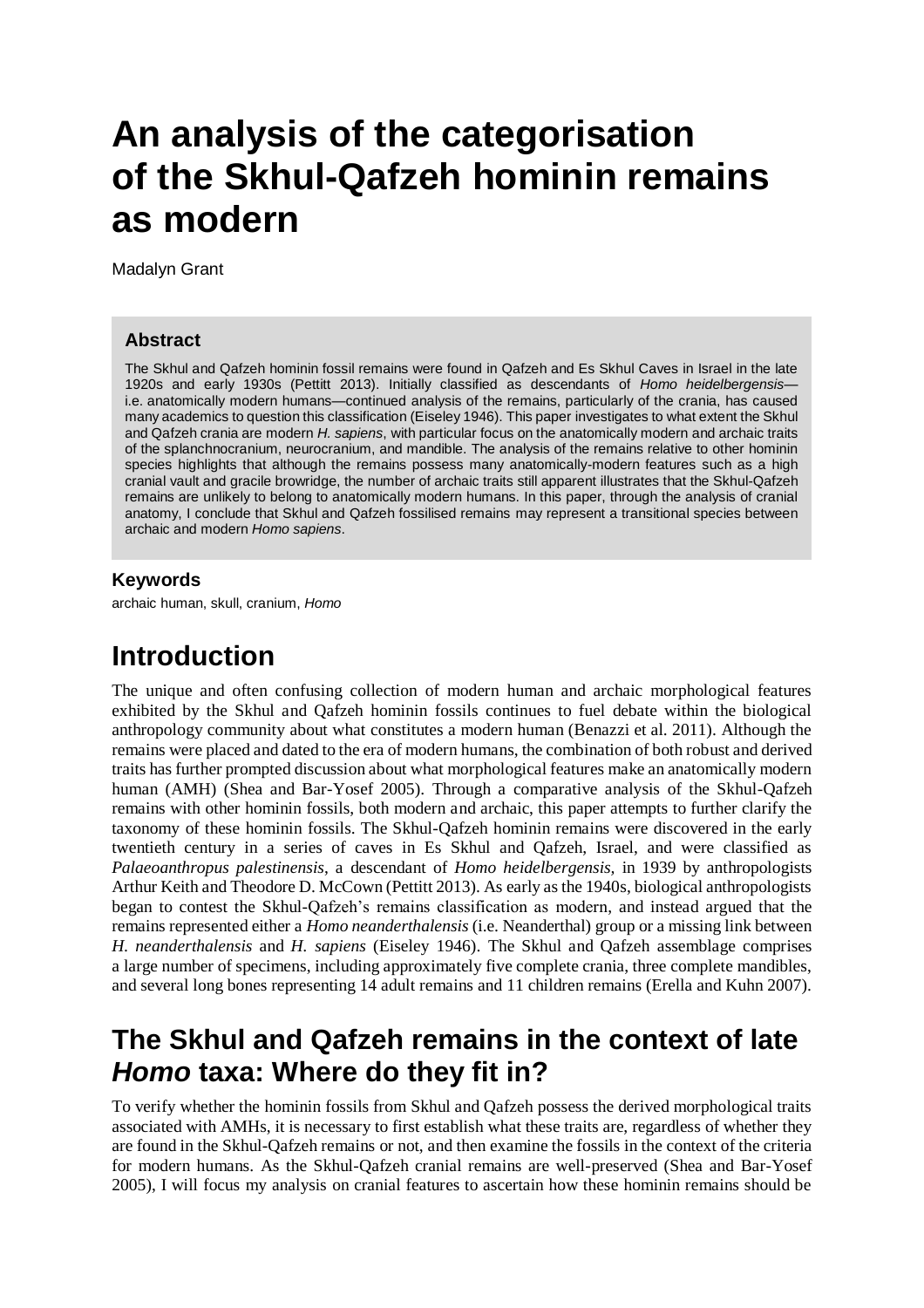# An analysis of the categorisation of the Skhul-Qafzeh hominin remains as modern

Madalyn Grant

## Abstract

The Skhul and Qafzeh hominin fossil remains were found in Qafzeh and Es Skhul Caves in Israel in the late 1920s and early 1930s (Pettitt 2013). Initially classified as descendants of *Homo heidelbergensis*—i.e. anatomically modern humans—continued analysis of the remains, particularly of the crania, has caused many academics to question this classification (Eiseley 1946). This paper investigates to what extent the Skhul and Qafzeh crania are modern *H. sapiens*, with particular focus on the anatomically modern and archaic traits of the splanchnocranium, neurocranium, and mandible. The analysis of the remains relative to other hominin species highlights that although the remains possess many anatomically-modern features such as a high cranial vault and gracile browridge, the number of archaic traits still apparent illustrates that the Skhul-Qafzeh remains are unlikely to belong to anatomically modern humans. In this paper, through the analysis of cranial anatomy, I conclude that Skhul and Qafzeh fossilised remains may represent a transitional species between archaic and modern *Homo sapiens*.

### Keywords

archaic human, skull, cranium, *Homo*

## Introduction

The unique and often confusing collection of modern human and archaic morphological features exhibited by the Skhul and Qafzeh hominin fossils continues to fuel debate within the biological anthropology community about what constitutes a modern human (Benazzi et al. 2011). Although the remains were placed and dated to the era of modern humans, the combination of both robust and derived traits has further prompted discussion about what morphological features make an anatomically modern human (AMH) (Shea and Bar-Yosef 2005). Through a comparative analysis of the Skhul-Qafzeh remains with other hominin fossils, both modern and archaic, this paper attempts to further clarify the taxonomy of these hominin fossils. The Skhul-Qafzeh hominin remains were discovered in the early twentieth century in a series of caves in Es Skhul and Qafzeh, Israel, and were classified as *Palaeoanthropus palestinensis*, a descendant of *Homo heidelbergensis,* in 1939 by anthropologists Arthur Keith and Theodore D. McCown (Pettitt 2013). As early as the 1940s, biological anthropologists began to contest the Skhul-Qafzeh's remains classification as modern, and instead argued that the remains represented either a *Homo neanderthalensis* (i.e. Neanderthal) group or a missing link between *H. neanderthalensis* and *H. sapiens* (Eiseley 1946). The Skhul and Qafzeh assemblage comprises a large number of specimens, including approximately five complete crania, three complete mandibles, and several long bones representing 14 adult remains and 11 children remains (Erella and Kuhn 2007).

## The Skhul and Qafzeh remains in the context of late *Homo* taxa: Where do they fit in?

To verify whether the hominin fossils from Skhul and Qafzeh possess the derived morphological traits associated with AMHs, it is necessary to first establish what these traits are, regardless of whether they are found in the Skhul-Qafzeh remains or not, and then examine the fossils in the context of the criteria for modern humans. As the Skhul-Qafzeh cranial remains are well-preserved (Shea and Bar-Yosef 2005), I will focus my analysis on cranial features to ascertain how these hominin remains should be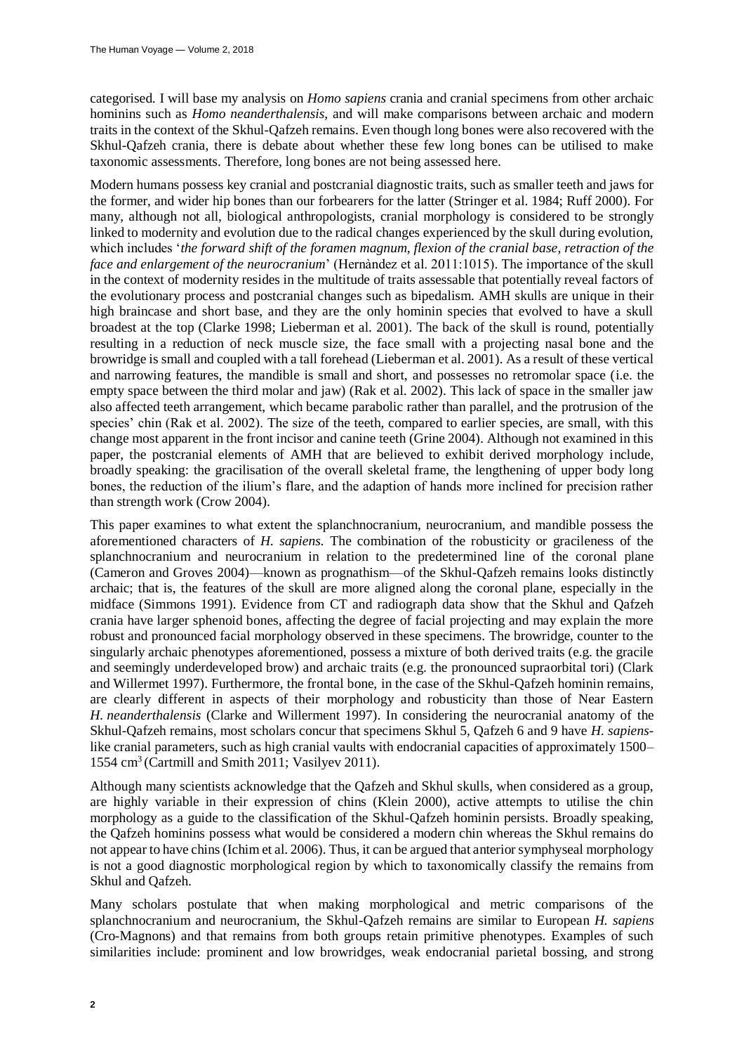categorised. I will base my analysis on *Homo sapiens* crania and cranial specimens from other archaic hominins such as *Homo neanderthalensis*, and will make comparisons between archaic and modern traits in the context of the Skhul-Qafzeh remains. Even though long bones were also recovered with the Skhul-Qafzeh crania, there is debate about whether these few long bones can be utilised to make taxonomic assessments. Therefore, long bones are not being assessed here.

Modern humans possess key cranial and postcranial diagnostic traits, such as smaller teeth and jaws for the former, and wider hip bones than our forbearers for the latter (Stringer et al. 1984; Ruff 2000). For many, although not all, biological anthropologists, cranial morphology is considered to be strongly linked to modernity and evolution due to the radical changes experienced by the skull during evolution, which includes '*the forward shift of the foramen magnum, flexion of the cranial base, retraction of the face and enlargement of the neurocranium*' (Hernàndez et al. 2011:1015). The importance of the skull in the context of modernity resides in the multitude of traits assessable that potentially reveal factors of the evolutionary process and postcranial changes such as bipedalism. AMH skulls are unique in their high braincase and short base, and they are the only hominin species that evolved to have a skull broadest at the top (Clarke 1998; Lieberman et al. 2001). The back of the skull is round, potentially resulting in a reduction of neck muscle size, the face small with a projecting nasal bone and the browridge is small and coupled with a tall forehead (Lieberman et al. 2001). As a result of these vertical and narrowing features, the mandible is small and short, and possesses no retromolar space (i.e. the empty space between the third molar and jaw) (Rak et al. 2002). This lack of space in the smaller jaw also affected teeth arrangement, which became parabolic rather than parallel, and the protrusion of the species' chin (Rak et al. 2002). The size of the teeth, compared to earlier species, are small, with this change most apparent in the front incisor and canine teeth (Grine 2004). Although not examined in this paper, the postcranial elements of AMH that are believed to exhibit derived morphology include, broadly speaking: the gracilisation of the overall skeletal frame, the lengthening of upper body long bones, the reduction of the ilium's flare, and the adaption of hands more inclined for precision rather than strength work (Crow 2004).

This paper examines to what extent the splanchnocranium, neurocranium, and mandible possess the aforementioned characters of *H. sapiens.* The combination of the robusticity or gracileness of the splanchnocranium and neurocranium in relation to the predetermined line of the coronal plane (Cameron and Groves 2004)—known as prognathism—of the Skhul-Qafzeh remains looks distinctly archaic; that is, the features of the skull are more aligned along the coronal plane, especially in the midface (Simmons 1991). Evidence from CT and radiograph data show that the Skhul and Qafzeh crania have larger sphenoid bones, affecting the degree of facial projecting and may explain the more robust and pronounced facial morphology observed in these specimens. The browridge, counter to the singularly archaic phenotypes aforementioned, possess a mixture of both derived traits (e.g. the gracile and seemingly underdeveloped brow) and archaic traits (e.g. the pronounced supraorbital tori) (Clark and Willermet 1997). Furthermore, the frontal bone, in the case of the Skhul-Qafzeh hominin remains, are clearly different in aspects of their morphology and robusticity than those of Near Eastern *H. neanderthalensis* (Clarke and Willerment 1997). In considering the neurocranial anatomy of the Skhul-Qafzeh remains, most scholars concur that specimens Skhul 5, Qafzeh 6 and 9 have *H. sapiens*-like cranial parameters, such as high cranial vaults with endocranial capacities of approximately 1500–1554 $cm^3$ (Cartmill and Smith 2011; Vasilyev 2011).

Although many scientists acknowledge that the Qafzeh and Skhul skulls, when considered as a group, are highly variable in their expression of chins (Klein 2000), active attempts to utilise the chin morphology as a guide to the classification of the Skhul-Qafzeh hominin persists. Broadly speaking, the Qafzeh hominins possess what would be considered a modern chin whereas the Skhul remains do not appear to have chins (Ichim et al. 2006). Thus, it can be argued that anterior symphyseal morphology is not a good diagnostic morphological region by which to taxonomically classify the remains from Skhul and Qafzeh.

Many scholars postulate that when making morphological and metric comparisons of the splanchnocranium and neurocranium, the Skhul-Qafzeh remains are similar to European *H. sapiens* (Cro-Magnons) and that remains from both groups retain primitive phenotypes. Examples of such similarities include: prominent and low browridges, weak endocranial parietal bossing, and strong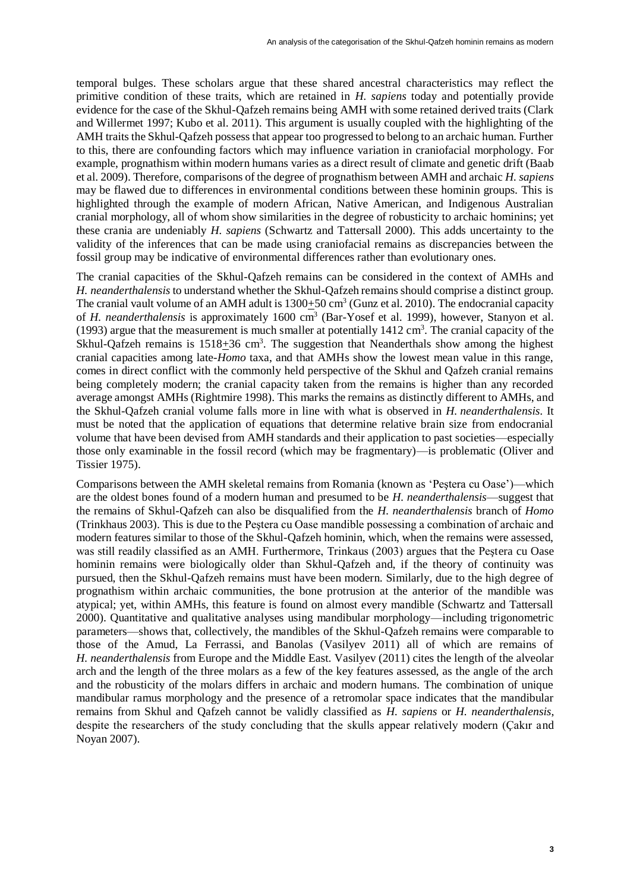temporal bulges. These scholars argue that these shared ancestral characteristics may reflect the primitive condition of these traits, which are retained in *H. sapiens* today and potentially provide evidence for the case of the Skhul-Qafzeh remains being AMH with some retained derived traits (Clark and Willermet 1997; Kubo et al. 2011). This argument is usually coupled with the highlighting of the AMH traits the Skhul-Qafzeh possess that appear too progressed to belong to an archaic human. Further to this, there are confounding factors which may influence variation in craniofacial morphology. For example, prognathism within modern humans varies as a direct result of climate and genetic drift (Baab et al. 2009). Therefore, comparisons of the degree of prognathism between AMH and archaic *H. sapiens* may be flawed due to differences in environmental conditions between these hominin groups. This is highlighted through the example of modern African, Native American, and Indigenous Australian cranial morphology, all of whom show similarities in the degree of robusticity to archaic hominins; yet these crania are undeniably *H. sapiens* (Schwartz and Tattersall 2000). This adds uncertainty to the validity of the inferences that can be made using craniofacial remains as discrepancies between the fossil group may be indicative of environmental differences rather than evolutionary ones.

The cranial capacities of the Skhul-Qafzeh remains can be considered in the context of AMHs and *H. neanderthalensis* to understand whether the Skhul-Qafzeh remains should comprise a distinct group. The cranial vault volume of an AMH adult is $1300 \pm 50$ $cm^3$ (Gunz et al. 2010). The endocranial capacity of *H. neanderthalensis* is approximately 1600 $cm^3$ (Bar-Yosef et al. 1999), however, Stanyon et al. (1993) argue that the measurement is much smaller at potentially 1412 $cm^3$. The cranial capacity of the Skhul-Qafzeh remains is $1518 \pm 36$ $cm^3$. The suggestion that Neanderthals show among the highest cranial capacities among late-*Homo* taxa, and that AMHs show the lowest mean value in this range, comes in direct conflict with the commonly held perspective of the Skhul and Qafzeh cranial remains being completely modern; the cranial capacity taken from the remains is higher than any recorded average amongst AMHs (Rightmire 1998). This marks the remains as distinctly different to AMHs, and the Skhul-Qafzeh cranial volume falls more in line with what is observed in *H. neanderthalensis*. It must be noted that the application of equations that determine relative brain size from endocranial volume that have been devised from AMH standards and their application to past societies—especially those only examinable in the fossil record (which may be fragmentary)—is problematic (Oliver and Tissier 1975).

Comparisons between the AMH skeletal remains from Romania (known as 'Peştera cu Oase')—which are the oldest bones found of a modern human and presumed to be *H. neanderthalensis*—suggest that the remains of Skhul-Qafzeh can also be disqualified from the *H. neanderthalensis* branch of *Homo* (Trinkhaus 2003). This is due to the Peştera cu Oase mandible possessing a combination of archaic and modern features similar to those of the Skhul-Qafzeh hominin, which, when the remains were assessed, was still readily classified as an AMH. Furthermore, Trinkaus (2003) argues that the Peştera cu Oase hominin remains were biologically older than Skhul-Qafzeh and, if the theory of continuity was pursued, then the Skhul-Qafzeh remains must have been modern. Similarly, due to the high degree of prognathism within archaic communities, the bone protrusion at the anterior of the mandible was atypical; yet, within AMHs, this feature is found on almost every mandible (Schwartz and Tattersall 2000). Quantitative and qualitative analyses using mandibular morphology—including trigonometric parameters—shows that, collectively, the mandibles of the Skhul-Qafzeh remains were comparable to those of the Amud, La Ferrassi, and Banolas (Vasilyev 2011) all of which are remains of *H. neanderthalensis* from Europe and the Middle East. Vasilyev (2011) cites the length of the alveolar arch and the length of the three molars as a few of the key features assessed, as the angle of the arch and the robusticity of the molars differs in archaic and modern humans. The combination of unique mandibular ramus morphology and the presence of a retromolar space indicates that the mandibular remains from Skhul and Qafzeh cannot be validly classified as *H. sapiens* or *H. neanderthalensis*, despite the researchers of the study concluding that the skulls appear relatively modern (Çakır and Noyan 2007).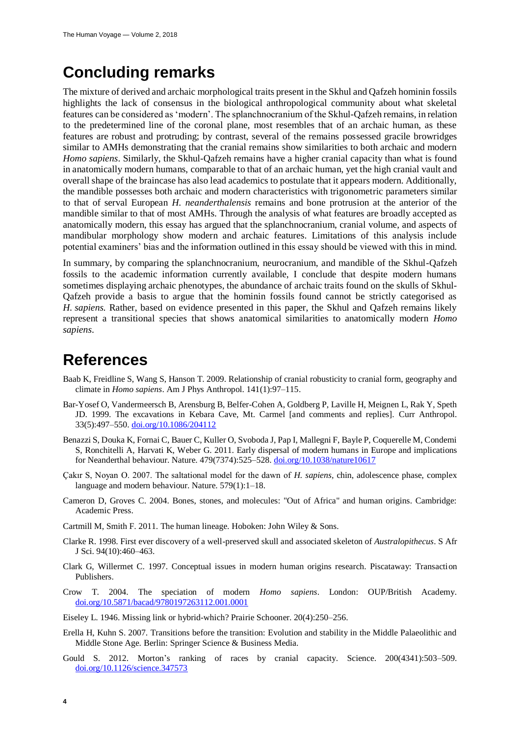## Concluding remarks

The mixture of derived and archaic morphological traits present in the Skhul and Qafzeh hominin fossils highlights the lack of consensus in the biological anthropological community about what skeletal features can be considered as 'modern'. The splanchnocranium of the Skhul-Qafzeh remains, in relation to the predetermined line of the coronal plane, most resembles that of an archaic human, as these features are robust and protruding; by contrast, several of the remains possessed gracile browridges similar to AMHs demonstrating that the cranial remains show similarities to both archaic and modern *Homo sapiens*. Similarly, the Skhul-Qafzeh remains have a higher cranial capacity than what is found in anatomically modern humans, comparable to that of an archaic human, yet the high cranial vault and overall shape of the braincase has also lead academics to postulate that it appears modern. Additionally, the mandible possesses both archaic and modern characteristics with trigonometric parameters similar to that of serval European *H. neanderthalensis* remains and bone protrusion at the anterior of the mandible similar to that of most AMHs. Through the analysis of what features are broadly accepted as anatomically modern, this essay has argued that the splanchnocranium, cranial volume, and aspects of mandibular morphology show modern and archaic features. Limitations of this analysis include potential examiners' bias and the information outlined in this essay should be viewed with this in mind.

In summary, by comparing the splanchnocranium, neurocranium, and mandible of the Skhul-Qafzeh fossils to the academic information currently available, I conclude that despite modern humans sometimes displaying archaic phenotypes, the abundance of archaic traits found on the skulls of Skhul-Qafzeh provide a basis to argue that the hominin fossils found cannot be strictly categorised as *H. sapiens*. Rather, based on evidence presented in this paper, the Skhul and Qafzeh remains likely represent a transitional species that shows anatomical similarities to anatomically modern *Homo sapiens*.

## References

Baab K, Freidline S, Wang S, Hanson T. 2009. Relationship of cranial robusticity to cranial form, geography and climate in *Homo sapiens*. Am J Phys Anthropol. 141(1):97–115.

Bar-Yosef O, Vandermeersch B, Arensburg B, Belfer-Cohen A, Goldberg P, Laville H, Meignen L, Rak Y, Speth JD. 1999. The excavations in Kebara Cave, Mt. Carmel [and comments and replies]. Curr Anthropol. 33(5):497–550. doi.org/10.1086/204112

Benazzi S, Douka K, Fornai C, Bauer C, Kuller O, Svoboda J, Pap I, Mallegni F, Bayle P, Coquerelle M, Condemi S, Ronchitelli A, Harvati K, Weber G. 2011. Early dispersal of modern humans in Europe and implications for Neanderthal behaviour. Nature. 479(7374):525–528. doi.org/10.1038/nature10617

Çakır S, Noyan O. 2007. The saltational model for the dawn of *H. sapiens,* chin, adolescence phase, complex language and modern behaviour. Nature. 579(1):1–18.

Cameron D, Groves C. 2004. Bones, stones, and molecules: "Out of Africa" and human origins. Cambridge: Academic Press.

Cartmill M, Smith F. 2011. The human lineage. Hoboken: John Wiley & Sons.

Clarke R. 1998. First ever discovery of a well-preserved skull and associated skeleton of *Australopithecus*. S Afr J Sci. 94(10):460–463.

Clark G, Willermet C. 1997. Conceptual issues in modern human origins research. Piscataway: Transaction Publishers.

Crow T. 2004. The speciation of modern *Homo sapiens*. London: OUP/British Academy. doi.org/10.5871/bacad/9780197263112.001.0001

Eiseley L. 1946. Missing link or hybrid-which? Prairie Schooner. 20(4):250–256.

Erella H, Kuhn S. 2007. Transitions before the transition: Evolution and stability in the Middle Palaeolithic and Middle Stone Age. Berlin: Springer Science & Business Media.

Gould S. 2012. Morton's ranking of races by cranial capacity. Science. 200(4341):503–509. doi.org/10.1126/science.347573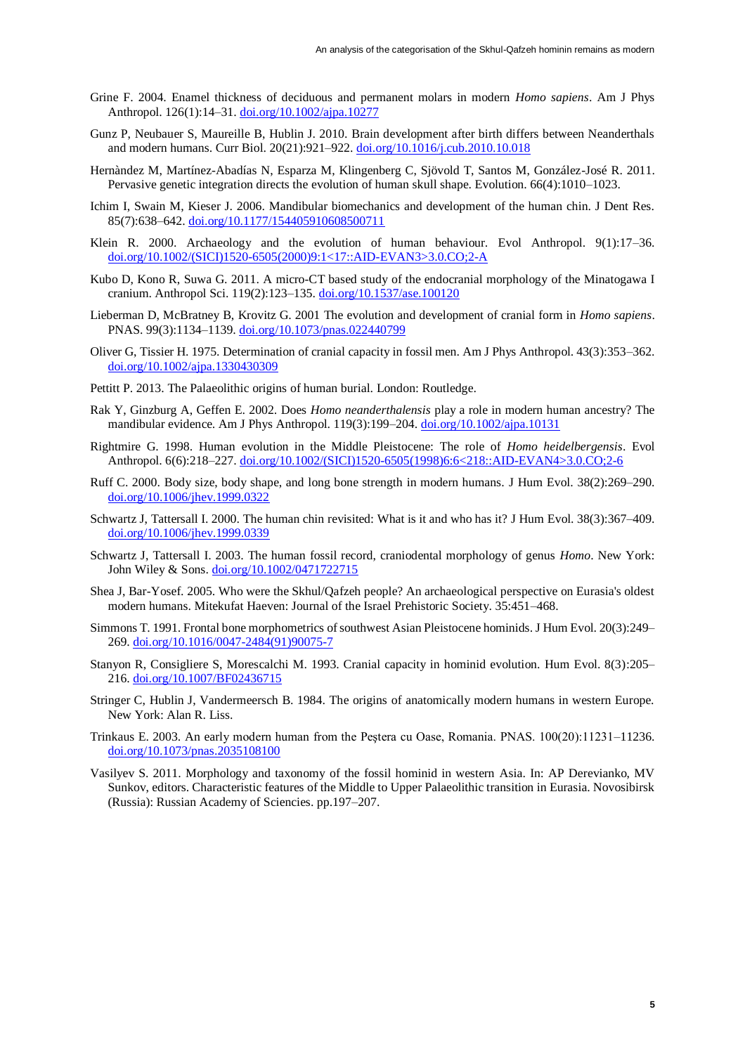Grine F. 2004. Enamel thickness of deciduous and permanent molars in modern *Homo sapiens*. Am J Phys Anthropol. 126(1):14–31. doi.org/10.1002/ajpa.10277

Gunz P, Neubauer S, Maureille B, Hublin J. 2010. Brain development after birth differs between Neanderthals and modern humans. Curr Biol. 20(21):921–922. doi.org/10.1016/j.cub.2010.10.018

Hernàndez M, Martínez-Abadías N, Esparza M, Klingenberg C, Sjövold T, Santos M, González-José R. 2011. Pervasive genetic integration directs the evolution of human skull shape. Evolution. 66(4):1010–1023.

Ichim I, Swain M, Kieser J. 2006. Mandibular biomechanics and development of the human chin. J Dent Res. 85(7):638–642. doi.org/10.1177/154405910608500711

Klein R. 2000. Archaeology and the evolution of human behaviour. Evol Anthropol. 9(1):17–36. doi.org/10.1002/(SICI)1520-6505(2000)9:1<17::AID-EVAN3>3.0.CO;2-A

Kubo D, Kono R, Suwa G. 2011. A micro-CT based study of the endocranial morphology of the Minatogawa I cranium. Anthropol Sci. 119(2):123–135. doi.org/10.1537/ase.100120

Lieberman D, McBratney B, Krovitz G. 2001 The evolution and development of cranial form in *Homo sapiens*. PNAS. 99(3):1134–1139. doi.org/10.1073/pnas.022440799

Oliver G, Tissier H. 1975. Determination of cranial capacity in fossil men. Am J Phys Anthropol. 43(3):353–362. doi.org/10.1002/ajpa.1330430309

Pettitt P. 2013. The Palaeolithic origins of human burial. London: Routledge.

Rak Y, Ginzburg A, Geffen E. 2002. Does *Homo neanderthalensis* play a role in modern human ancestry? The mandibular evidence. Am J Phys Anthropol. 119(3):199–204. doi.org/10.1002/ajpa.10131

Rightmire G. 1998. Human evolution in the Middle Pleistocene: The role of *Homo heidelbergensis*. Evol Anthropol. 6(6):218–227. doi.org/10.1002/(SICI)1520-6505(1998)6:6<218::AID-EVAN4>3.0.CO;2-6

Ruff C. 2000. Body size, body shape, and long bone strength in modern humans. J Hum Evol. 38(2):269–290. doi.org/10.1006/jhev.1999.0322

Schwartz J, Tattersall I. 2000. The human chin revisited: What is it and who has it? J Hum Evol. 38(3):367–409. doi.org/10.1006/jhev.1999.0339

Schwartz J, Tattersall I. 2003. The human fossil record, craniodental morphology of genus *Homo*. New York: John Wiley & Sons. doi.org/10.1002/0471722715

Shea J, Bar-Yosef. 2005. Who were the Skhul/Qafzeh people? An archaeological perspective on Eurasia's oldest modern humans. Mitekufat Haeven: Journal of the Israel Prehistoric Society. 35:451–468.

Simmons T. 1991. Frontal bone morphometrics of southwest Asian Pleistocene hominids. J Hum Evol. 20(3):249–269. doi.org/10.1016/0047-2484(91)90075-7

Stanyon R, Consigliere S, Morescalchi M. 1993. Cranial capacity in hominid evolution. Hum Evol. 8(3):205–216. doi.org/10.1007/BF02436715

Stringer C, Hublin J, Vandermeersch B. 1984. The origins of anatomically modern humans in western Europe. New York: Alan R. Liss.

Trinkaus E. 2003. An early modern human from the Peştera cu Oase, Romania. PNAS. 100(20):11231–11236. doi.org/10.1073/pnas.2035108100

Vasilyev S. 2011. Morphology and taxonomy of the fossil hominid in western Asia. In: AP Derevianko, MV Sunkov, editors. Characteristic features of the Middle to Upper Palaeolithic transition in Eurasia. Novosibirsk (Russia): Russian Academy of Sciencies. pp.197–207.